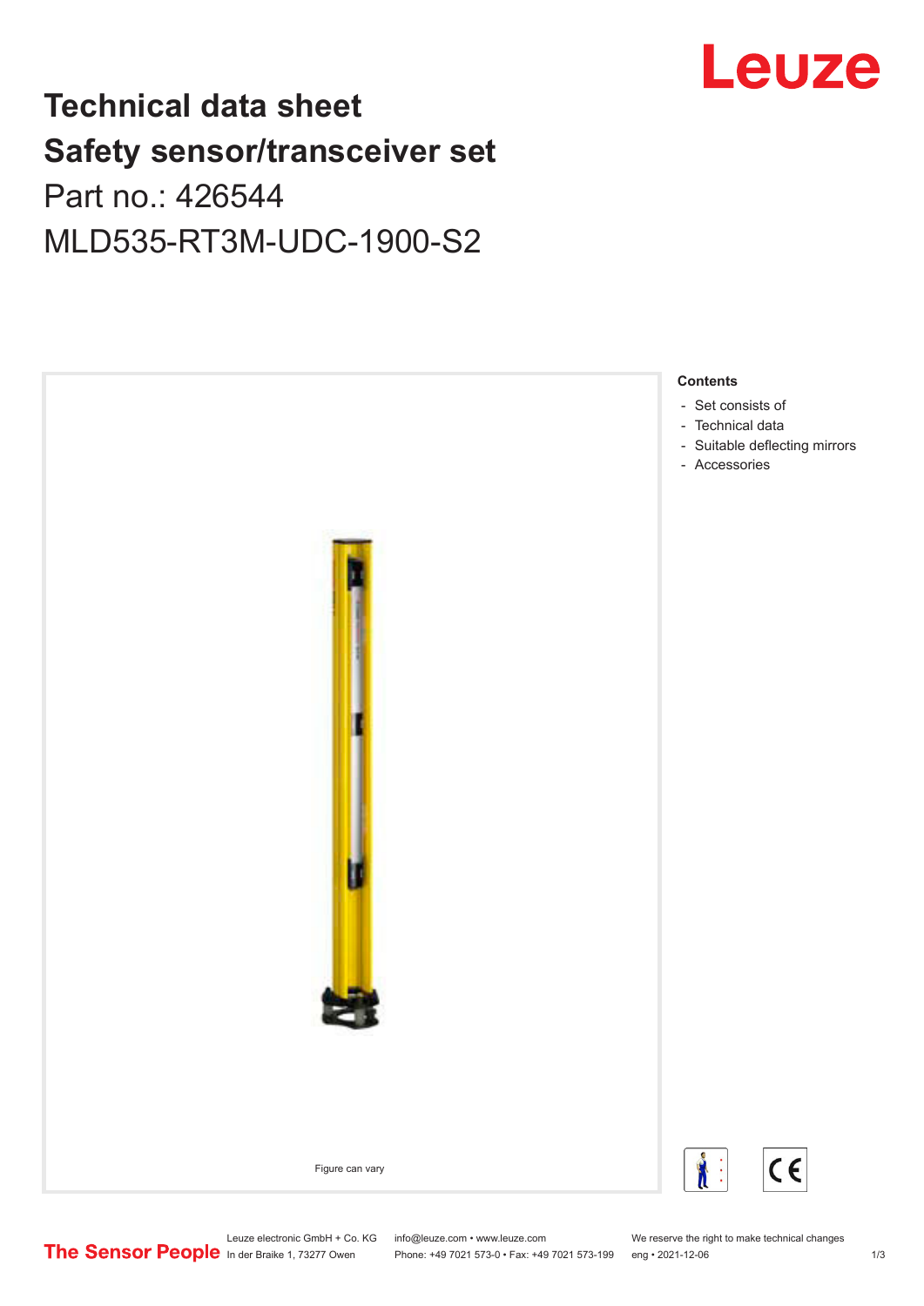# Technical data sheet
# Safety sensor/transceiver set

Part no.: 426544

MLD535-RT3M-UDC-1900-S2

Figure can vary

**Contents**

- Set consists of
- Technical data
- Suitable deflecting mirrors
- Accessories

Leuze electronic GmbH + Co. KG
In der Braike 1, 73277 Owen

info@leuze.com • www.leuze.com
Phone: +49 7021 573-0 • Fax: +49 7021 573-199

We reserve the right to make technical changes
eng • 2021-12-06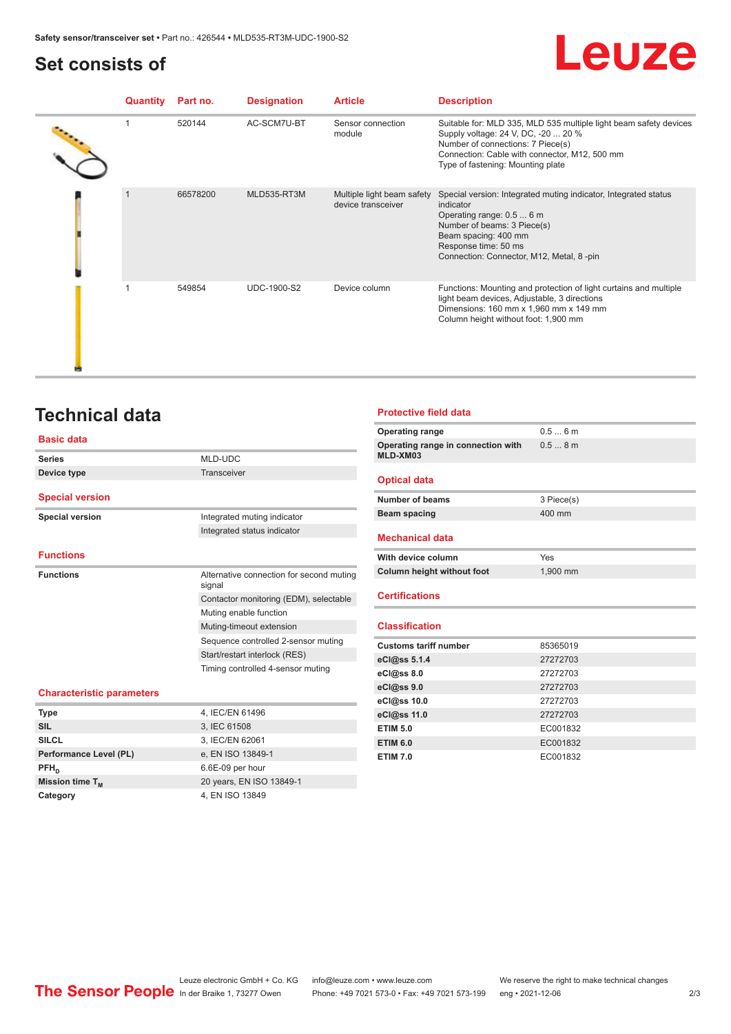## Set consists of

| Quantity | Part no. | Designation | Article | Description |
|---|---|---|---|---|
| 1 | 520144 | AC-SCM7U-BT | Sensor connection module | Suitable for: MLD 335, MLD 535 multiple light beam safety devices<br>Supply voltage: 24 V, DC, -20 ... 20 %<br>Number of connections: 7 Piece(s)<br>Connection: Cable with connector, M12, 500 mm<br>Type of fastening: Mounting plate |
| 1 | 66578200 | MLD535-RT3M | Multiple light beam safety device transceiver | Special version: Integrated muting indicator, Integrated status indicator<br>Operating range: 0.5 ... 6 m<br>Number of beams: 3 Piece(s)<br>Beam spacing: 400 mm<br>Response time: 50 ms<br>Connection: Connector, M12, Metal, 8 -pin |
| 1 | 549854 | UDC-1900-S2 | Device column | Functions: Mounting and protection of light curtains and multiple light beam devices, Adjustable, 3 directions<br>Dimensions: 160 mm x 1,960 mm x 149 mm<br>Column height without foot: 1,900 mm |

## Technical data

### Basic data

| | |
|---|---|
| Series | MLD-UDC |
| Device type | Transceiver |

### Special version

| | |
|---|---|
| Special version | Integrated muting indicator |
| | Integrated status indicator |

### Functions

| | |
|---|---|
| Functions | Alternative connection for second muting signal |
| | Contactor monitoring (EDM), selectable |
| | Muting enable function |
| | Muting-timeout extension |
| | Sequence controlled 2-sensor muting |
| | Start/restart interlock (RES) |
| | Timing controlled 4-sensor muting |

### Characteristic parameters

| | |
|---|---|
| Type | 4, IEC/EN 61496 |
| SIL | 3, IEC 61508 |
| SILCL | 3, IEC/EN 62061 |
| Performance Level (PL) | e, EN ISO 13849-1 |
| $PFH_D$ | 6.6E-09 per hour |
| Mission time $T_M$ | 20 years, EN ISO 13849-1 |
| Category | 4, EN ISO 13849 |

### Protective field data

| | |
|---|---|
| Operating range | 0.5 ... 6 m |
| Operating range in connection with MLD-XM03 | 0.5 ... 8 m |

### Optical data

| | |
|---|---|
| Number of beams | 3 Piece(s) |
| Beam spacing | 400 mm |

### Mechanical data

| | |
|---|---|
| With device column | Yes |
| Column height without foot | 1,900 mm |

### Certifications

### Classification

| | |
|---|---|
| Customs tariff number | 85365019 |
| eCl@ss 5.1.4 | 27272703 |
| eCl@ss 8.0 | 27272703 |
| eCl@ss 9.0 | 27272703 |
| eCl@ss 10.0 | 27272703 |
| eCl@ss 11.0 | 27272703 |
| ETIM 5.0 | EC001832 |
| ETIM 6.0 | EC001832 |
| ETIM 7.0 | EC001832 |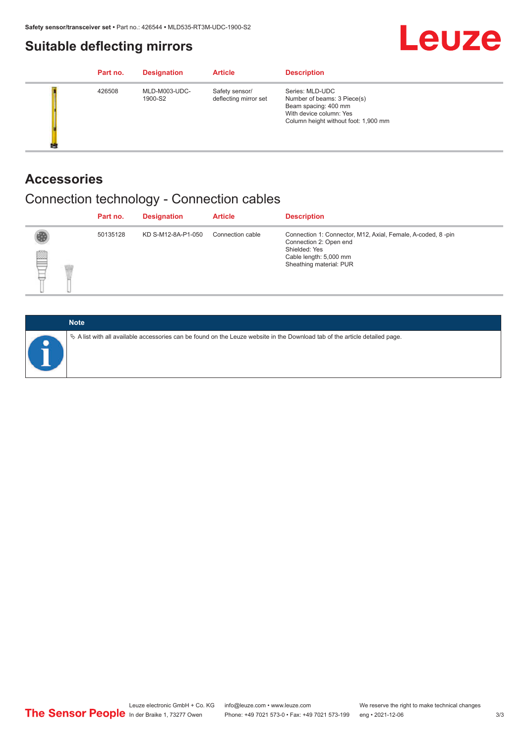## Suitable deflecting mirrors

| | Part no. | Designation | Article | Description |
|---|---|---|---|---|
| | 426508 | MLD-M003-UDC-1900-S2 | Safety sensor/ deflecting mirror set | Series: MLD-UDC<br>Number of beams: 3 Piece(s)<br>Beam spacing: 400 mm<br>With device column: Yes<br>Column height without foot: 1,900 mm |

## Accessories

### Connection technology - Connection cables

| | Part no. | Designation | Article | Description |
|---|---|---|---|---|
| | 50135128 | KD S-M12-8A-P1-050 | Connection cable | Connection 1: Connector, M12, Axial, Female, A-coded, 8 -pin<br>Connection 2: Open end<br>Shielded: Yes<br>Cable length: 5,000 mm<br>Sheathing material: PUR |

**Note**

↳ A list with all available accessories can be found on the Leuze website in the Download tab of the article detailed page.